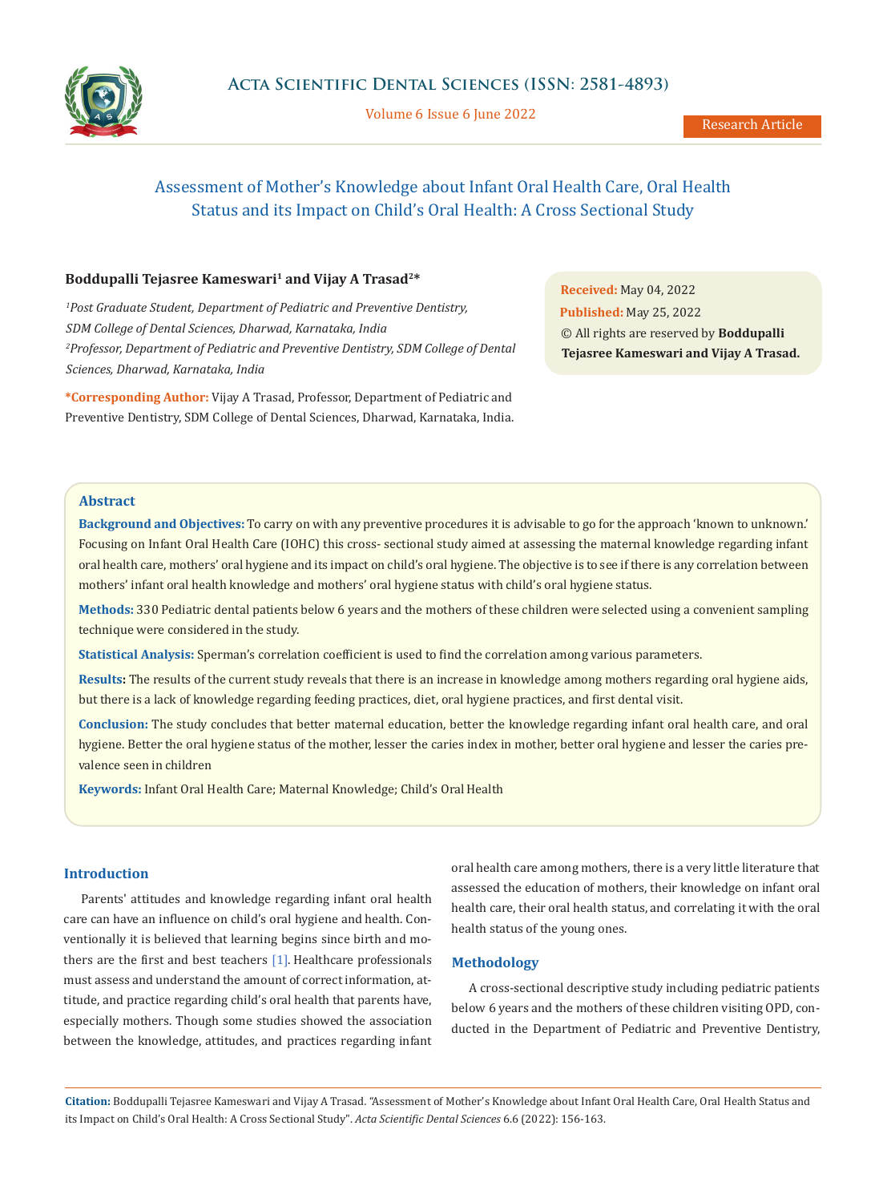# Assessment of Mother's Knowledge about Infant Oral Health Care, Oral Health Status and its Impact on Child's Oral Health: A Cross Sectional Study

**Boddupalli Tejasree Kameswari[1] and Vijay A Trasad[2]***

*[1]Post Graduate Student, Department of Pediatric and Preventive Dentistry, SDM College of Dental Sciences, Dharwad, Karnataka, India*

*[2]Professor, Department of Pediatric and Preventive Dentistry, SDM College of Dental Sciences, Dharwad, Karnataka, India*

**\*Corresponding Author:** Vijay A Trasad, Professor, Department of Pediatric and Preventive Dentistry, SDM College of Dental Sciences, Dharwad, Karnataka, India.

**Received:** May 04, 2022

**Published:** May 25, 2022

© All rights are reserved by **Boddupalli Tejasree Kameswari and Vijay A Trasad.**

## Abstract

**Background and Objectives:** To carry on with any preventive procedures it is advisable to go for the approach 'known to unknown.' Focusing on Infant Oral Health Care (IOHC) this cross- sectional study aimed at assessing the maternal knowledge regarding infant oral health care, mothers' oral hygiene and its impact on child's oral hygiene. The objective is to see if there is any correlation between mothers' infant oral health knowledge and mothers' oral hygiene status with child's oral hygiene status.

**Methods:** 330 Pediatric dental patients below 6 years and the mothers of these children were selected using a convenient sampling technique were considered in the study.

**Statistical Analysis:** Sperman's correlation coefficient is used to find the correlation among various parameters.

**Results:** The results of the current study reveals that there is an increase in knowledge among mothers regarding oral hygiene aids, but there is a lack of knowledge regarding feeding practices, diet, oral hygiene practices, and first dental visit.

**Conclusion:** The study concludes that better maternal education, better the knowledge regarding infant oral health care, and oral hygiene. Better the oral hygiene status of the mother, lesser the caries index in mother, better oral hygiene and lesser the caries prevalence seen in children

**Keywords:** Infant Oral Health Care; Maternal Knowledge; Child's Oral Health

## Introduction

Parents' attitudes and knowledge regarding infant oral health care can have an influence on child's oral hygiene and health. Conventionally it is believed that learning begins since birth and mothers are the first and best teachers [1]. Healthcare professionals must assess and understand the amount of correct information, attitude, and practice regarding child's oral health that parents have, especially mothers. Though some studies showed the association between the knowledge, attitudes, and practices regarding infant oral health care among mothers, there is a very little literature that assessed the education of mothers, their knowledge on infant oral health care, their oral health status, and correlating it with the oral health status of the young ones.

## Methodology

A cross-sectional descriptive study including pediatric patients below 6 years and the mothers of these children visiting OPD, conducted in the Department of Pediatric and Preventive Dentistry,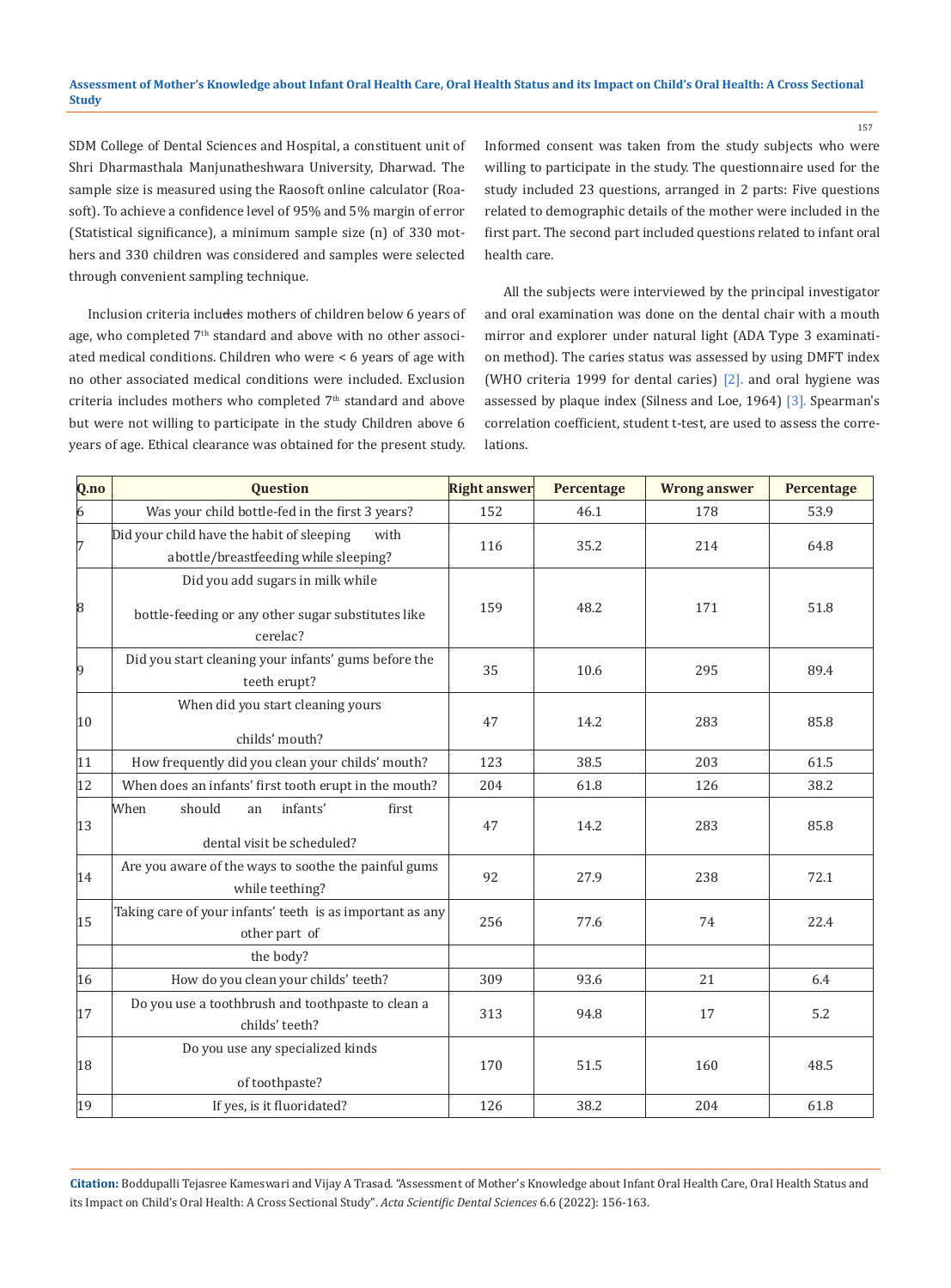SDM College of Dental Sciences and Hospital, a constituent unit of Shri Dharmasthala Manjunatheshwara University, Dharwad. The sample size is measured using the Raosoft online calculator (Raosoft). To achieve a confidence level of 95% and 5% margin of error (Statistical significance), a minimum sample size (n) of 330 mothers and 330 children was considered and samples were selected through convenient sampling technique.

Inclusion criteria includes mothers of children below 6 years of age, who completed 7th standard and above with no other associated medical conditions. Children who were < 6 years of age with no other associated medical conditions were included. Exclusion criteria includes mothers who completed 7th standard and above but were not willing to participate in the study Children above 6 years of age. Ethical clearance was obtained for the present study. Informed consent was taken from the study subjects who were willing to participate in the study. The questionnaire used for the study included 23 questions, arranged in 2 parts: Five questions related to demographic details of the mother were included in the first part. The second part included questions related to infant oral health care.

All the subjects were interviewed by the principal investigator and oral examination was done on the dental chair with a mouth mirror and explorer under natural light (ADA Type 3 examination method). The caries status was assessed by using DMFT index (WHO criteria 1999 for dental caries) [2]. and oral hygiene was assessed by plaque index (Silness and Loe, 1964) [3]. Spearman's correlation coefficient, student t-test, are used to assess the correlations.

| Q.no | Question | Right answer | Percentage | Wrong answer | Percentage |
|---|---|---|---|---|---|
| 6 | Was your child bottle-fed in the first 3 years? | 152 | 46.1 | 178 | 53.9 |
| 7 | Did your child have the habit of sleeping with abottle/breastfeeding while sleeping? | 116 | 35.2 | 214 | 64.8 |
| 8 | Did you add sugars in milk while bottle-feeding or any other sugar substitutes like cerelac? | 159 | 48.2 | 171 | 51.8 |
| 9 | Did you start cleaning your infants' gums before the teeth erupt? | 35 | 10.6 | 295 | 89.4 |
| 10 | When did you start cleaning yours childs' mouth? | 47 | 14.2 | 283 | 85.8 |
| 11 | How frequently did you clean your childs' mouth? | 123 | 38.5 | 203 | 61.5 |
| 12 | When does an infants' first tooth erupt in the mouth? | 204 | 61.8 | 126 | 38.2 |
| 13 | When should an infants' first dental visit be scheduled? | 47 | 14.2 | 283 | 85.8 |
| 14 | Are you aware of the ways to soothe the painful gums while teething? | 92 | 27.9 | 238 | 72.1 |
| 15 | Taking care of your infants' teeth is as important as any other part of the body? | 256 | 77.6 | 74 | 22.4 |
| 16 | How do you clean your childs' teeth? | 309 | 93.6 | 21 | 6.4 |
| 17 | Do you use a toothbrush and toothpaste to clean a childs' teeth? | 313 | 94.8 | 17 | 5.2 |
| 18 | Do you use any specialized kinds of toothpaste? | 170 | 51.5 | 160 | 48.5 |
| 19 | If yes, is it fluoridated? | 126 | 38.2 | 204 | 61.8 |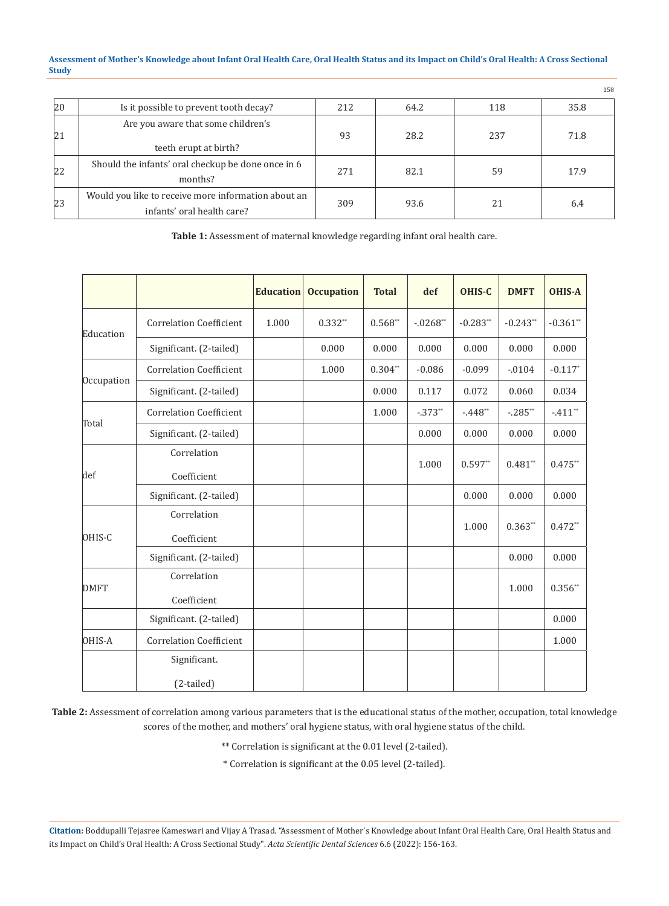| 20 | Is it possible to prevent tooth decay? | 212 | 64.2 | 118 | 35.8 |
|---|---|---|---|---|---|
| 21 | Are you aware that some children's teeth erupt at birth? | 93 | 28.2 | 237 | 71.8 |
| 22 | Should the infants' oral checkup be done once in 6 months? | 271 | 82.1 | 59 | 17.9 |
| 23 | Would you like to receive more information about an infants' oral health care? | 309 | 93.6 | 21 | 6.4 |

**Table 1:** Assessment of maternal knowledge regarding infant oral health care.

| | | Education | Occupation | Total | def | OHIS-C | DMFT | OHIS-A |
|---|---|---|---|---|---|---|---|---|
| Education | Correlation Coefficient | 1.000 | 0.332** | 0.568** | -.0268** | -0.283** | -0.243** | -0.361** |
| | Significant. (2-tailed) | | 0.000 | 0.000 | 0.000 | 0.000 | 0.000 | 0.000 |
| Occupation | Correlation Coefficient | | 1.000 | 0.304** | -0.086 | -0.099 | -.0104 | -0.117* |
| | Significant. (2-tailed) | | | 0.000 | 0.117 | 0.072 | 0.060 | 0.034 |
| Total | Correlation Coefficient | | | 1.000 | -.373** | -.448** | -.285** | -.411** |
| | Significant. (2-tailed) | | | | 0.000 | 0.000 | 0.000 | 0.000 |
| def | Correlation Coefficient | | | | 1.000 | 0.597** | 0.481** | 0.475** |
| | Significant. (2-tailed) | | | | | 0.000 | 0.000 | 0.000 |
| OHIS-C | Correlation Coefficient | | | | | 1.000 | 0.363** | 0.472** |
| | Significant. (2-tailed) | | | | | | 0.000 | 0.000 |
| DMFT | Correlation Coefficient | | | | | | 1.000 | 0.356** |
| | Significant. (2-tailed) | | | | | | | 0.000 |
| OHIS-A | Correlation Coefficient | | | | | | | 1.000 |
| | Significant. (2-tailed) | | | | | | | |

**Table 2:** Assessment of correlation among various parameters that is the educational status of the mother, occupation, total knowledge scores of the mother, and mothers' oral hygiene status, with oral hygiene status of the child.

** Correlation is significant at the 0.01 level (2-tailed).

* Correlation is significant at the 0.05 level (2-tailed).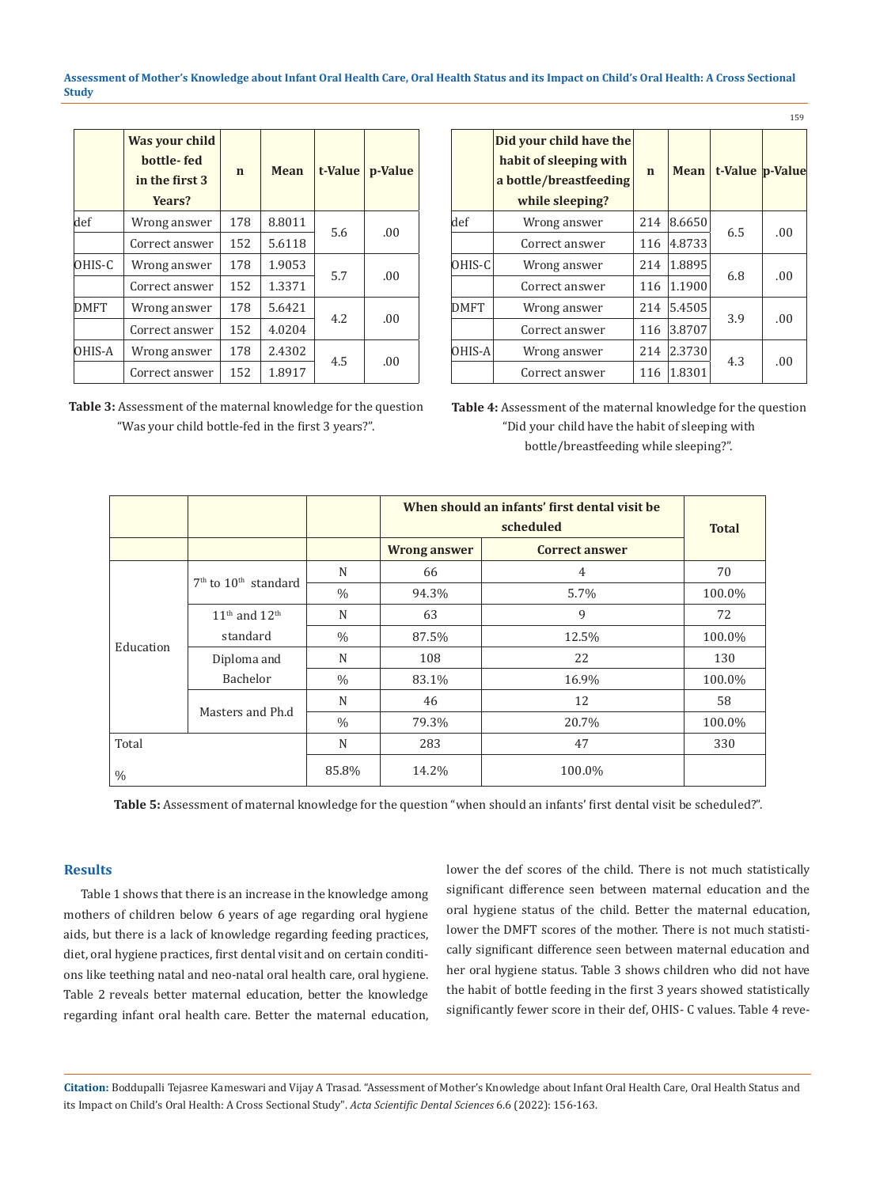| | Was your child bottle- fed in the first 3 Years? | n | Mean | t-Value | p-Value |
|---|---|---|---|---|---|
| def | Wrong answer | 178 | 8.8011 | 5.6 | .00 |
| | Correct answer | 152 | 5.6118 | | |
| OHIS-C | Wrong answer | 178 | 1.9053 | 5.7 | .00 |
| | Correct answer | 152 | 1.3371 | | |
| DMFT | Wrong answer | 178 | 5.6421 | 4.2 | .00 |
| | Correct answer | 152 | 4.0204 | | |
| OHIS-A | Wrong answer | 178 | 2.4302 | 4.5 | .00 |
| | Correct answer | 152 | 1.8917 | | |

**Table 3:** Assessment of the maternal knowledge for the question "Was your child bottle-fed in the first 3 years?".

| | Did your child have the habit of sleeping with a bottle/breastfeeding while sleeping? | n | Mean | t-Value | p-Value |
|---|---|---|---|---|---|
| def | Wrong answer | 214 | 8.6650 | 6.5 | .00 |
| | Correct answer | 116 | 4.8733 | | |
| OHIS-C | Wrong answer | 214 | 1.8895 | 6.8 | .00 |
| | Correct answer | 116 | 1.1900 | | |
| DMFT | Wrong answer | 214 | 5.4505 | 3.9 | .00 |
| | Correct answer | 116 | 3.8707 | | |
| OHIS-A | Wrong answer | 214 | 2.3730 | 4.3 | .00 |
| | Correct answer | 116 | 1.8301 | | |

**Table 4:** Assessment of the maternal knowledge for the question "Did your child have the habit of sleeping with bottle/breastfeeding while sleeping?".

| | | | When should an infants' first dental visit be scheduled | | Total |
|---|---|---|---|---|---|
| | | | Wrong answer | Correct answer | |
| Education | 7th to 10th standard | N | 66 | 4 | 70 |
| | | % | 94.3% | 5.7% | 100.0% |
| | 11th and 12th standard | N | 63 | 9 | 72 |
| | | % | 87.5% | 12.5% | 100.0% |
| | Diploma and Bachelor | N | 108 | 22 | 130 |
| | | % | 83.1% | 16.9% | 100.0% |
| | Masters and Ph.d | N | 46 | 12 | 58 |
| | | % | 79.3% | 20.7% | 100.0% |
| Total | | N | 283 | 47 | 330 |
| % | | 85.8% | 14.2% | 100.0% | |

**Table 5:** Assessment of maternal knowledge for the question "when should an infants' first dental visit be scheduled?".

## Results

Table 1 shows that there is an increase in the knowledge among mothers of children below 6 years of age regarding oral hygiene aids, but there is a lack of knowledge regarding feeding practices, diet, oral hygiene practices, first dental visit and on certain conditions like teething natal and neo-natal oral health care, oral hygiene. Table 2 reveals better maternal education, better the knowledge regarding infant oral health care. Better the maternal education, lower the def scores of the child. There is not much statistically significant difference seen between maternal education and the oral hygiene status of the child. Better the maternal education, lower the DMFT scores of the mother. There is not much statistically significant difference seen between maternal education and her oral hygiene status. Table 3 shows children who did not have the habit of bottle feeding in the first 3 years showed statistically significantly fewer score in their def, OHIS- C values. Table 4 reve-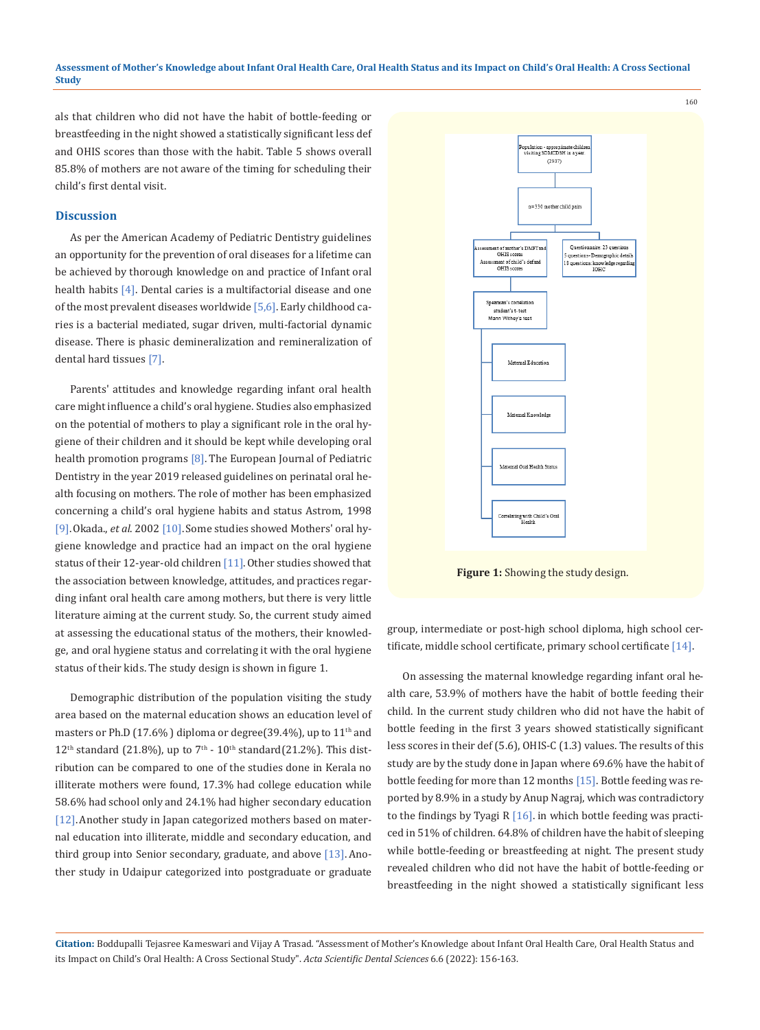als that children who did not have the habit of bottle-feeding or breastfeeding in the night showed a statistically significant less def and OHIS scores than those with the habit. Table 5 shows overall 85.8% of mothers are not aware of the timing for scheduling their child's first dental visit.

## Discussion

As per the American Academy of Pediatric Dentistry guidelines an opportunity for the prevention of oral diseases for a lifetime can be achieved by thorough knowledge on and practice of Infant oral health habits [4]. Dental caries is a multifactorial disease and one of the most prevalent diseases worldwide [5,6]. Early childhood caries is a bacterial mediated, sugar driven, multi-factorial dynamic disease. There is phasic demineralization and remineralization of dental hard tissues [7].

Parents' attitudes and knowledge regarding infant oral health care might influence a child's oral hygiene. Studies also emphasized on the potential of mothers to play a significant role in the oral hygiene of their children and it should be kept while developing oral health promotion programs [8]. The European Journal of Pediatric Dentistry in the year 2019 released guidelines on perinatal oral health focusing on mothers. The role of mother has been emphasized concerning a child's oral hygiene habits and status Astrom, 1998 [9]. Okada., *et al*. 2002 [10]. Some studies showed Mothers' oral hygiene knowledge and practice had an impact on the oral hygiene status of their 12-year-old children [11]. Other studies showed that the association between knowledge, attitudes, and practices regarding infant oral health care among mothers, but there is very little literature aiming at the current study. So, the current study aimed at assessing the educational status of the mothers, their knowledge, and oral hygiene status and correlating it with the oral hygiene status of their kids. The study design is shown in figure 1.

**Figure 1:** Showing the study design.

Demographic distribution of the population visiting the study area based on the maternal education shows an education level of masters or Ph.D (17.6% ) diploma or degree(39.4%), up to 11th and 12th standard (21.8%), up to 7th - 10th standard(21.2%). This distribution can be compared to one of the studies done in Kerala no illiterate mothers were found, 17.3% had college education while 58.6% had school only and 24.1% had higher secondary education [12]. Another study in Japan categorized mothers based on maternal education into illiterate, middle and secondary education, and third group into Senior secondary, graduate, and above [13]. Another study in Udaipur categorized into postgraduate or graduate group, intermediate or post-high school diploma, high school certificate, middle school certificate, primary school certificate [14].

On assessing the maternal knowledge regarding infant oral health care, 53.9% of mothers have the habit of bottle feeding their child. In the current study children who did not have the habit of bottle feeding in the first 3 years showed statistically significant less scores in their def (5.6), OHIS-C (1.3) values. The results of this study are by the study done in Japan where 69.6% have the habit of bottle feeding for more than 12 months [15]. Bottle feeding was reported by 8.9% in a study by Anup Nagraj, which was contradictory to the findings by Tyagi R [16]. in which bottle feeding was practiced in 51% of children. 64.8% of children have the habit of sleeping while bottle-feeding or breastfeeding at night. The present study revealed children who did not have the habit of bottle-feeding or breastfeeding in the night showed a statistically significant less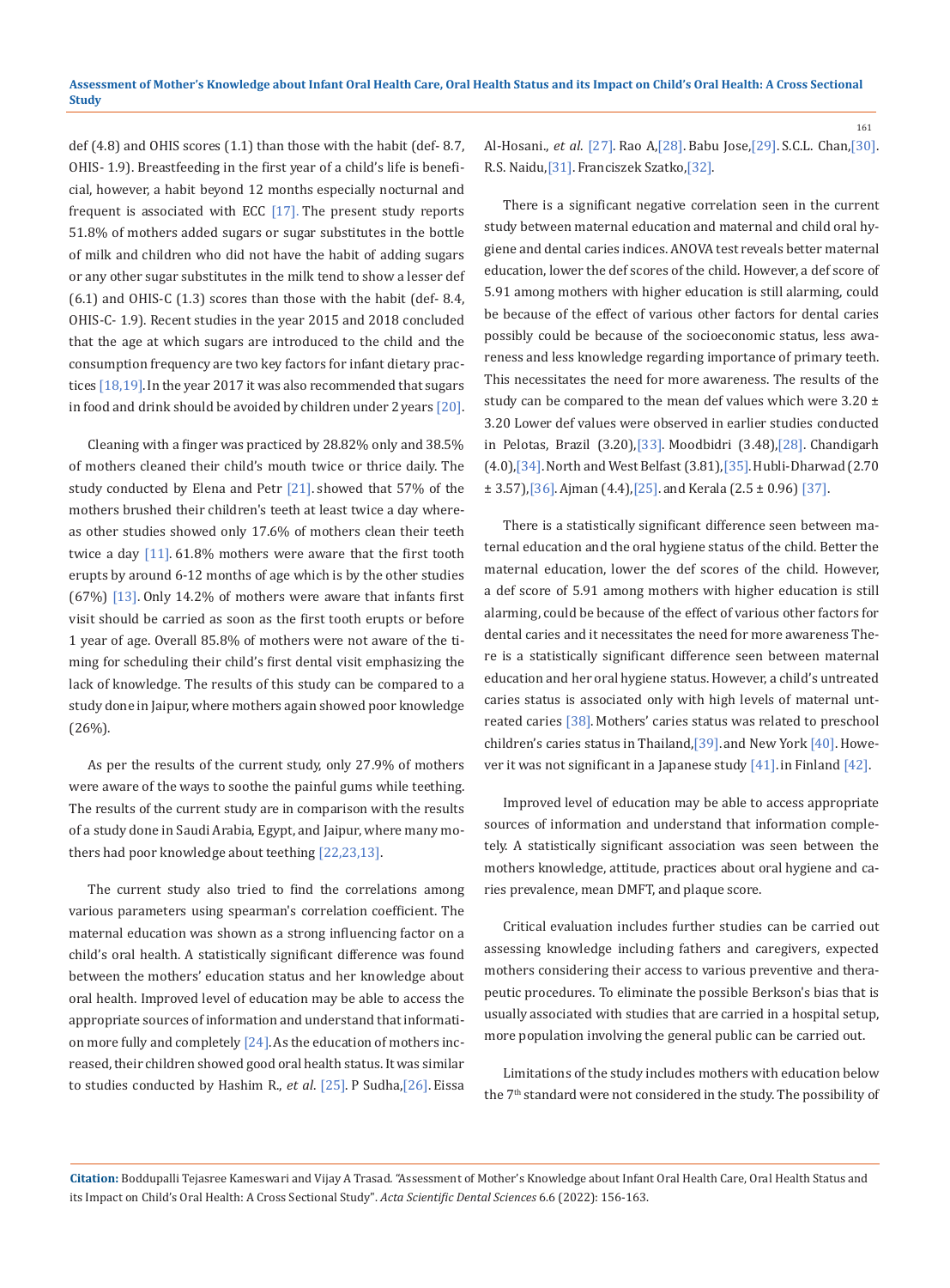def (4.8) and OHIS scores (1.1) than those with the habit (def- 8.7, OHIS- 1.9). Breastfeeding in the first year of a child's life is beneficial, however, a habit beyond 12 months especially nocturnal and frequent is associated with ECC [17]. The present study reports 51.8% of mothers added sugars or sugar substitutes in the bottle of milk and children who did not have the habit of adding sugars or any other sugar substitutes in the milk tend to show a lesser def (6.1) and OHIS-C (1.3) scores than those with the habit (def- 8.4, OHIS-C- 1.9). Recent studies in the year 2015 and 2018 concluded that the age at which sugars are introduced to the child and the consumption frequency are two key factors for infant dietary practices [18,19]. In the year 2017 it was also recommended that sugars in food and drink should be avoided by children under 2 years [20].

Cleaning with a finger was practiced by 28.82% only and 38.5% of mothers cleaned their child's mouth twice or thrice daily. The study conducted by Elena and Petr [21]. showed that 57% of the mothers brushed their children's teeth at least twice a day whereas other studies showed only 17.6% of mothers clean their teeth twice a day [11]. 61.8% mothers were aware that the first tooth erupts by around 6-12 months of age which is by the other studies (67%) [13]. Only 14.2% of mothers were aware that infants first visit should be carried as soon as the first tooth erupts or before 1 year of age. Overall 85.8% of mothers were not aware of the timing for scheduling their child's first dental visit emphasizing the lack of knowledge. The results of this study can be compared to a study done in Jaipur, where mothers again showed poor knowledge (26%).

As per the results of the current study, only 27.9% of mothers were aware of the ways to soothe the painful gums while teething. The results of the current study are in comparison with the results of a study done in Saudi Arabia, Egypt, and Jaipur, where many mothers had poor knowledge about teething [22,23,13].

The current study also tried to find the correlations among various parameters using spearman's correlation coefficient. The maternal education was shown as a strong influencing factor on a child's oral health. A statistically significant difference was found between the mothers' education status and her knowledge about oral health. Improved level of education may be able to access the appropriate sources of information and understand that information more fully and completely [24]. As the education of mothers increased, their children showed good oral health status. It was similar to studies conducted by Hashim R., *et al*. [25]. P Sudha,[26]. Eissa Al-Hosani., *et al*. [27]. Rao A,[28]. Babu Jose,[29]. S.C.L. Chan,[30]. R.S. Naidu,[31]. Franciszek Szatko,[32].

There is a significant negative correlation seen in the current study between maternal education and maternal and child oral hygiene and dental caries indices. ANOVA test reveals better maternal education, lower the def scores of the child. However, a def score of 5.91 among mothers with higher education is still alarming, could be because of the effect of various other factors for dental caries possibly could be because of the socioeconomic status, less awareness and less knowledge regarding importance of primary teeth. This necessitates the need for more awareness. The results of the study can be compared to the mean def values which were 3.20 ± 3.20 Lower def values were observed in earlier studies conducted in Pelotas, Brazil (3.20),[33]. Moodbidri (3.48),[28]. Chandigarh (4.0),[34]. North and West Belfast (3.81),[35]. Hubli-Dharwad (2.70 ± 3.57),[36]. Ajman (4.4),[25]. and Kerala (2.5 ± 0.96) [37].

There is a statistically significant difference seen between maternal education and the oral hygiene status of the child. Better the maternal education, lower the def scores of the child. However, a def score of 5.91 among mothers with higher education is still alarming, could be because of the effect of various other factors for dental caries and it necessitates the need for more awareness There is a statistically significant difference seen between maternal education and her oral hygiene status. However, a child's untreated caries status is associated only with high levels of maternal untreated caries [38]. Mothers' caries status was related to preschool children's caries status in Thailand,[39]. and New York [40]. However it was not significant in a Japanese study [41]. in Finland [42].

Improved level of education may be able to access appropriate sources of information and understand that information completely. A statistically significant association was seen between the mothers knowledge, attitude, practices about oral hygiene and caries prevalence, mean DMFT, and plaque score.

Critical evaluation includes further studies can be carried out assessing knowledge including fathers and caregivers, expected mothers considering their access to various preventive and therapeutic procedures. To eliminate the possible Berkson's bias that is usually associated with studies that are carried in a hospital setup, more population involving the general public can be carried out.

Limitations of the study includes mothers with education below the 7th standard were not considered in the study. The possibility of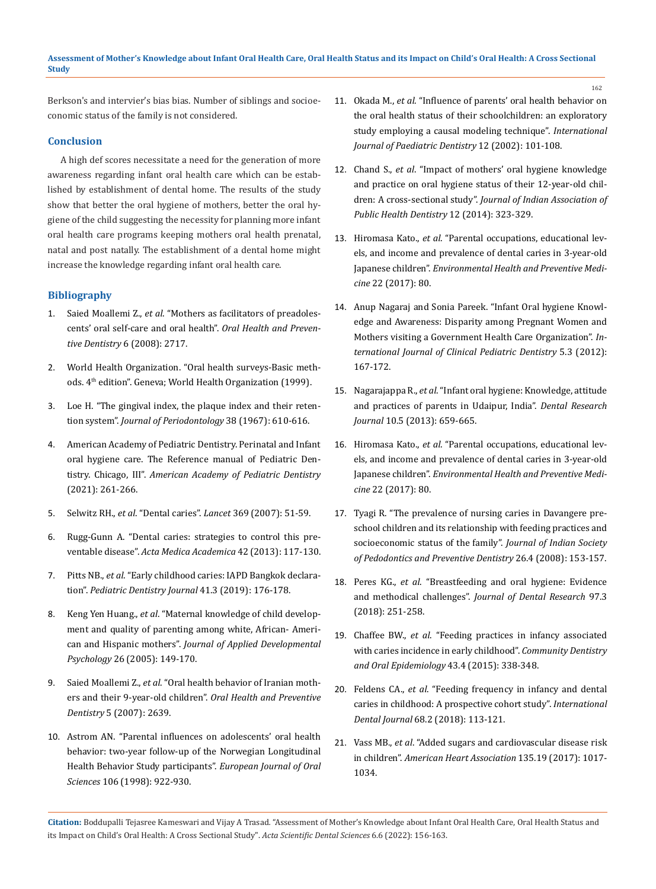Berkson's and intervier's bias bias. Number of siblings and socioeconomic status of the family is not considered.

## Conclusion

A high def scores necessitate a need for the generation of more awareness regarding infant oral health care which can be established by establishment of dental home. The results of the study show that better the oral hygiene of mothers, better the oral hygiene of the child suggesting the necessity for planning more infant oral health care programs keeping mothers oral health prenatal, natal and post natally. The establishment of a dental home might increase the knowledge regarding infant oral health care.

## Bibliography

1. Saied Moallemi Z., *et al*. "Mothers as facilitators of preadolescents' oral self-care and oral health". *Oral Health and Preventive Dentistry* 6 (2008): 2717.
2. World Health Organization. "Oral health surveys-Basic methods. 4th edition". Geneva; World Health Organization (1999).
3. Loe H. "The gingival index, the plaque index and their retention system". *Journal of Periodontology* 38 (1967): 610-616.
4. American Academy of Pediatric Dentistry. Perinatal and Infant oral hygiene care. The Reference manual of Pediatric Dentistry. Chicago, III". *American Academy of Pediatric Dentistry* (2021): 261-266.
5. Selwitz RH., *et al*. "Dental caries". *Lancet* 369 (2007): 51-59.
6. Rugg-Gunn A. "Dental caries: strategies to control this preventable disease". *Acta Medica Academica* 42 (2013): 117-130.
7. Pitts NB., *et al*. "Early childhood caries: IAPD Bangkok declaration". *Pediatric Dentistry Journal* 41.3 (2019): 176-178.
8. Keng Yen Huang., *et al*. "Maternal knowledge of child development and quality of parenting among white, African- American and Hispanic mothers". *Journal of Applied Developmental Psychology* 26 (2005): 149-170.
9. Saied Moallemi Z., *et al*. "Oral health behavior of Iranian mothers and their 9-year-old children". *Oral Health and Preventive Dentistry* 5 (2007): 2639.
10. Astrom AN. "Parental influences on adolescents' oral health behavior: two-year follow-up of the Norwegian Longitudinal Health Behavior Study participants". *European Journal of Oral Sciences* 106 (1998): 922-930.
11. Okada M., *et al*. "Influence of parents' oral health behavior on the oral health status of their schoolchildren: an exploratory study employing a causal modeling technique". *International Journal of Paediatric Dentistry* 12 (2002): 101-108.
12. Chand S., *et al*. "Impact of mothers' oral hygiene knowledge and practice on oral hygiene status of their 12-year-old children: A cross-sectional study". *Journal of Indian Association of Public Health Dentistry* 12 (2014): 323-329.
13. Hiromasa Kato., *et al*. "Parental occupations, educational levels, and income and prevalence of dental caries in 3-year-old Japanese children". *Environmental Health and Preventive Medicine* 22 (2017): 80.
14. Anup Nagaraj and Sonia Pareek. "Infant Oral hygiene Knowledge and Awareness: Disparity among Pregnant Women and Mothers visiting a Government Health Care Organization". *International Journal of Clinical Pediatric Dentistry* 5.3 (2012): 167-172.
15. Nagarajappa R., *et al*. "Infant oral hygiene: Knowledge, attitude and practices of parents in Udaipur, India". *Dental Research Journal* 10.5 (2013): 659-665.
16. Hiromasa Kato., *et al*. "Parental occupations, educational levels, and income and prevalence of dental caries in 3-year-old Japanese children". *Environmental Health and Preventive Medicine* 22 (2017): 80.
17. Tyagi R. "The prevalence of nursing caries in Davangere preschool children and its relationship with feeding practices and socioeconomic status of the family". *Journal of Indian Society of Pedodontics and Preventive Dentistry* 26.4 (2008): 153-157.
18. Peres KG., *et al*. "Breastfeeding and oral hygiene: Evidence and methodical challenges". *Journal of Dental Research* 97.3 (2018): 251-258.
19. Chaffee BW., *et al*. "Feeding practices in infancy associated with caries incidence in early childhood". *Community Dentistry and Oral Epidemiology* 43.4 (2015): 338-348.
20. Feldens CA., *et al*. "Feeding frequency in infancy and dental caries in childhood: A prospective cohort study". *International Dental Journal* 68.2 (2018): 113-121.
21. Vass MB., *et al*. "Added sugars and cardiovascular disease risk in children". *American Heart Association* 135.19 (2017): 1017-1034.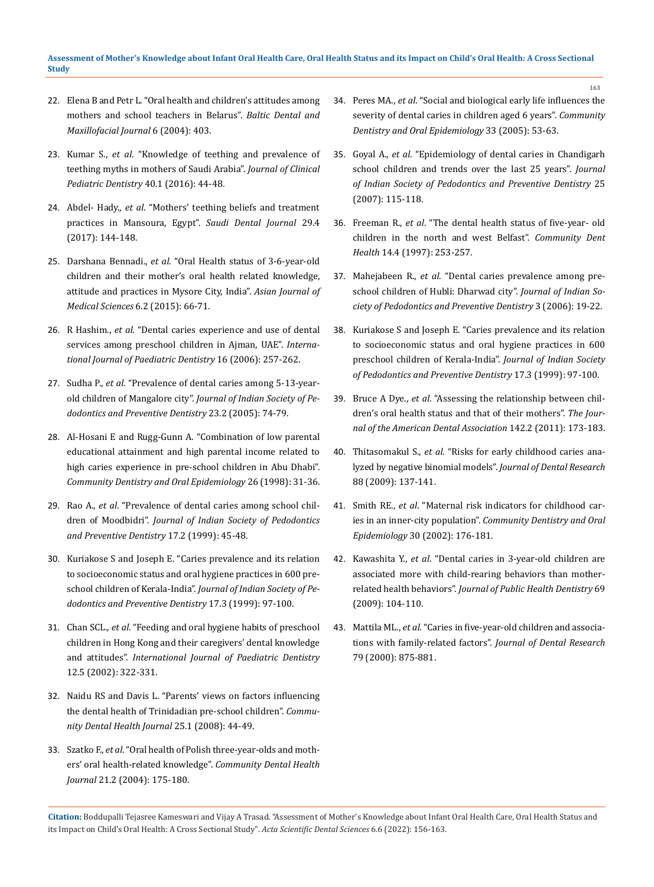22. Elena B and Petr L. "Oral health and children's attitudes among mothers and school teachers in Belarus". *Baltic Dental and Maxillofacial Journal* 6 (2004): 403.

23. Kumar S., *et al*. "Knowledge of teething and prevalence of teething myths in mothers of Saudi Arabia". *Journal of Clinical Pediatric Dentistry* 40.1 (2016): 44-48.

24. Abdel- Hady., *et al*. "Mothers' teething beliefs and treatment practices in Mansoura, Egypt". *Saudi Dental Journal* 29.4 (2017): 144-148.

25. Darshana Bennadi., *et al*. "Oral Health status of 3-6-year-old children and their mother's oral health related knowledge, attitude and practices in Mysore City, India". *Asian Journal of Medical Sciences* 6.2 (2015): 66-71.

26. R Hashim., *et al*. "Dental caries experience and use of dental services among preschool children in Ajman, UAE". *International Journal of Paediatric Dentistry* 16 (2006): 257-262.

27. Sudha P., *et al*. "Prevalence of dental caries among 5-13-year-old children of Mangalore city". *Journal of Indian Society of Pedodontics and Preventive Dentistry* 23.2 (2005): 74-79.

28. Al-Hosani E and Rugg-Gunn A. "Combination of low parental educational attainment and high parental income related to high caries experience in pre-school children in Abu Dhabi". *Community Dentistry and Oral Epidemiology* 26 (1998): 31-36.

29. Rao A., *et al*. "Prevalence of dental caries among school children of Moodbidri". *Journal of Indian Society of Pedodontics and Preventive Dentistry* 17.2 (1999): 45-48.

30. Kuriakose S and Joseph E. "Caries prevalence and its relation to socioeconomic status and oral hygiene practices in 600 preschool children of Kerala-India". *Journal of Indian Society of Pedodontics and Preventive Dentistry* 17.3 (1999): 97-100.

31. Chan SCL., *et al*. "Feeding and oral hygiene habits of preschool children in Hong Kong and their caregivers' dental knowledge and attitudes". *International Journal of Paediatric Dentistry* 12.5 (2002): 322-331.

32. Naidu RS and Davis L. "Parents' views on factors influencing the dental health of Trinidadian pre-school children". *Community Dental Health Journal* 25.1 (2008): 44-49.

33. Szatko F., *et al*. "Oral health of Polish three-year-olds and mothers' oral health-related knowledge". *Community Dental Health Journal* 21.2 (2004): 175-180.

34. Peres MA., *et al*. "Social and biological early life influences the severity of dental caries in children aged 6 years". *Community Dentistry and Oral Epidemiology* 33 (2005): 53-63.

35. Goyal A., *et al*. "Epidemiology of dental caries in Chandigarh school children and trends over the last 25 years". *Journal of Indian Society of Pedodontics and Preventive Dentistry* 25 (2007): 115-118.

36. Freeman R., *et al*. "The dental health status of five-year- old children in the north and west Belfast". *Community Dent Health* 14.4 (1997): 253-257.

37. Mahejabeen R., *et al*. "Dental caries prevalence among preschool children of Hubli: Dharwad city". *Journal of Indian Society of Pedodontics and Preventive Dentistry* 3 (2006): 19-22.

38. Kuriakose S and Joseph E. "Caries prevalence and its relation to socioeconomic status and oral hygiene practices in 600 preschool children of Kerala-India". *Journal of Indian Society of Pedodontics and Preventive Dentistry* 17.3 (1999): 97-100.

39. Bruce A Dye., *et al*. "Assessing the relationship between children's oral health status and that of their mothers". *The Journal of the American Dental Association* 142.2 (2011): 173-183.

40. Thitasomakul S., *et al*. "Risks for early childhood caries analyzed by negative binomial models". *Journal of Dental Research* 88 (2009): 137-141.

41. Smith RE., *et al*. "Maternal risk indicators for childhood caries in an inner-city population". *Community Dentistry and Oral Epidemiology* 30 (2002): 176-181.

42. Kawashita Y., *et al*. "Dental caries in 3-year-old children are associated more with child-rearing behaviors than mother-related health behaviors". *Journal of Public Health Dentistry* 69 (2009): 104-110.

43. Mattila ML., *et al*. "Caries in five-year-old children and associations with family-related factors". *Journal of Dental Research* 79 (2000): 875-881.